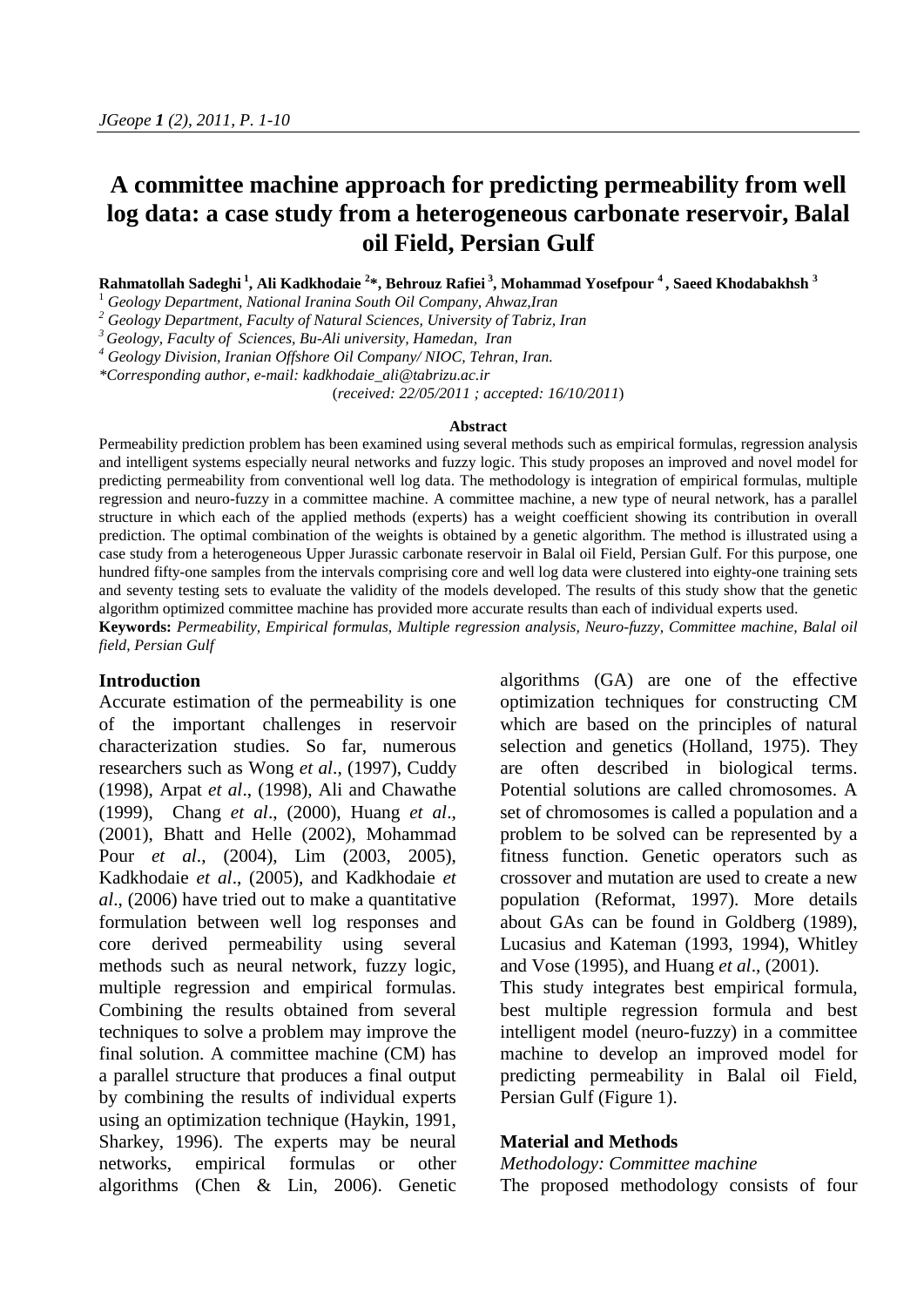# A committee machine approach for predicting permeability from well log data: a case study from a heterogeneous carbonate reservoir, Balal oil Field, Persian Gulf

**Rahmatollah Sadeghi [1], Ali Kadkhodaie [2]*, Behrouz Rafiei [3], Mohammad Yosefpour [4] , Saeed Khodabakhsh [3]**

[1] *Geology Department, National Iranina South Oil Company, Ahwaz,Iran*

[2] *Geology Department, Faculty of Natural Sciences, University of Tabriz, Iran*

[3] *Geology, Faculty of Sciences, Bu-Ali university, Hamedan, Iran*

[4] *Geology Division, Iranian Offshore Oil Company/ NIOC, Tehran, Iran.*

*\*Corresponding author, e-mail: kadkhodaie_ali@tabrizu.ac.ir*

(*received: 22/05/2011 ; accepted: 16/10/2011*)

## Abstract

Permeability prediction problem has been examined using several methods such as empirical formulas, regression analysis and intelligent systems especially neural networks and fuzzy logic. This study proposes an improved and novel model for predicting permeability from conventional well log data. The methodology is integration of empirical formulas, multiple regression and neuro-fuzzy in a committee machine. A committee machine, a new type of neural network, has a parallel structure in which each of the applied methods (experts) has a weight coefficient showing its contribution in overall prediction. The optimal combination of the weights is obtained by a genetic algorithm. The method is illustrated using a case study from a heterogeneous Upper Jurassic carbonate reservoir in Balal oil Field, Persian Gulf. For this purpose, one hundred fifty-one samples from the intervals comprising core and well log data were clustered into eighty-one training sets and seventy testing sets to evaluate the validity of the models developed. The results of this study show that the genetic algorithm optimized committee machine has provided more accurate results than each of individual experts used.

**Keywords:** *Permeability, Empirical formulas, Multiple regression analysis, Neuro-fuzzy, Committee machine, Balal oil field, Persian Gulf*

## Introduction

Accurate estimation of the permeability is one of the important challenges in reservoir characterization studies. So far, numerous researchers such as Wong *et al*., (1997), Cuddy (1998), Arpat *et al*., (1998), Ali and Chawathe (1999), Chang *et al*., (2000), Huang *et al*., (2001), Bhatt and Helle (2002), Mohammad Pour *et al*., (2004), Lim (2003, 2005), Kadkhodaie *et al*., (2005), and Kadkhodaie *et al*., (2006) have tried out to make a quantitative formulation between well log responses and core derived permeability using several methods such as neural network, fuzzy logic, multiple regression and empirical formulas. Combining the results obtained from several techniques to solve a problem may improve the final solution. A committee machine (CM) has a parallel structure that produces a final output by combining the results of individual experts using an optimization technique (Haykin, 1991, Sharkey, 1996). The experts may be neural networks, empirical formulas or other algorithms (Chen & Lin, 2006). Genetic algorithms (GA) are one of the effective optimization techniques for constructing CM which are based on the principles of natural selection and genetics (Holland, 1975). They are often described in biological terms. Potential solutions are called chromosomes. A set of chromosomes is called a population and a problem to be solved can be represented by a fitness function. Genetic operators such as crossover and mutation are used to create a new population (Reformat, 1997). More details about GAs can be found in Goldberg (1989), Lucasius and Kateman (1993, 1994), Whitley and Vose (1995), and Huang *et al*., (2001).

This study integrates best empirical formula, best multiple regression formula and best intelligent model (neuro-fuzzy) in a committee machine to develop an improved model for predicting permeability in Balal oil Field, Persian Gulf (Figure 1).

## Material and Methods

*Methodology: Committee machine*

The proposed methodology consists of four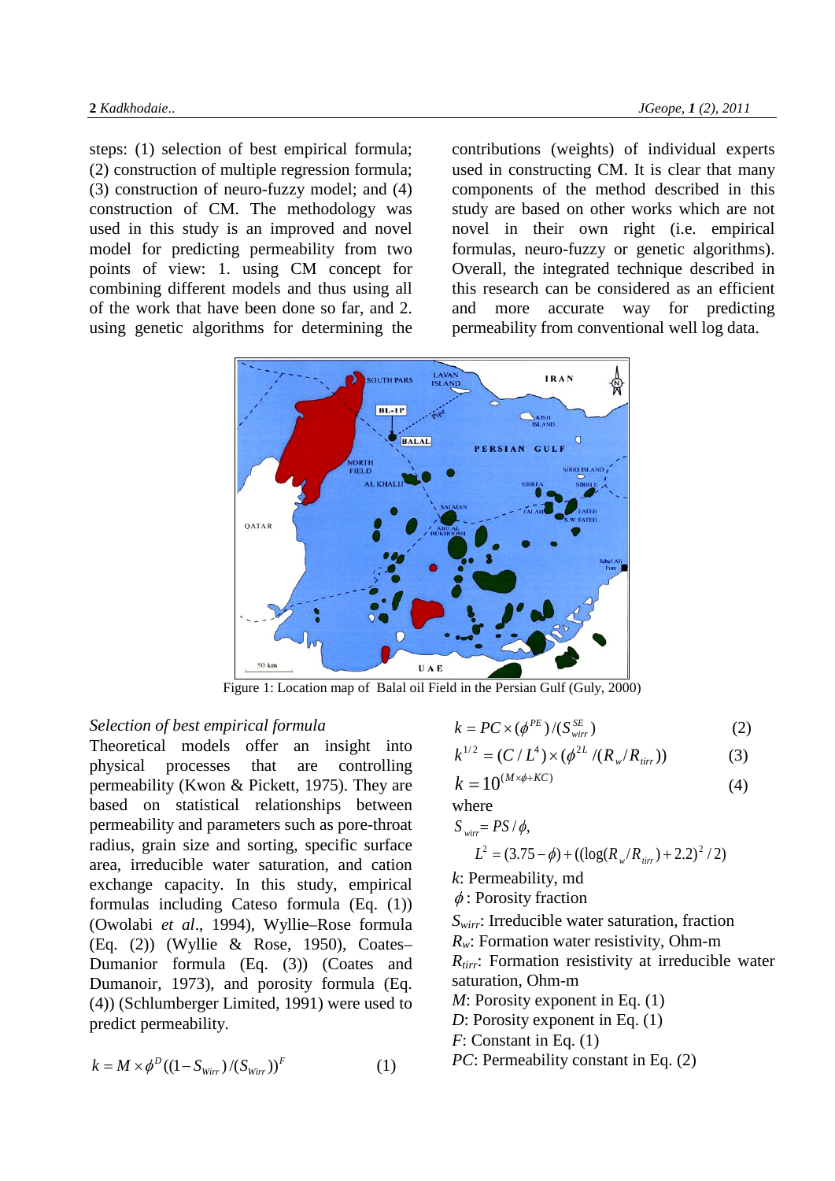steps: (1) selection of best empirical formula; (2) construction of multiple regression formula; (3) construction of neuro-fuzzy model; and (4) construction of CM. The methodology was used in this study is an improved and novel model for predicting permeability from two points of view: 1. using CM concept for combining different models and thus using all of the work that have been done so far, and 2. using genetic algorithms for determining the contributions (weights) of individual experts used in constructing CM. It is clear that many components of the method described in this study are based on other works which are not novel in their own right (i.e. empirical formulas, neuro-fuzzy or genetic algorithms). Overall, the integrated technique described in this research can be considered as an efficient and more accurate way for predicting permeability from conventional well log data.

Figure 1: Location map of Balal oil Field in the Persian Gulf (Guly, 2000)

*Selection of best empirical formula*

Theoretical models offer an insight into physical processes that are controlling permeability (Kwon & Pickett, 1975). They are based on statistical relationships between permeability and parameters such as pore-throat radius, grain size and sorting, specific surface area, irreducible water saturation, and cation exchange capacity. In this study, empirical formulas including Cateso formula (Eq. (1)) (Owolabi *et al*., 1994), Wyllie–Rose formula (Eq. (2)) (Wyllie & Rose, 1950), Coates–Dumanior formula (Eq. (3)) (Coates and Dumanoir, 1973), and porosity formula (Eq. (4)) (Schlumberger Limited, 1991) were used to predict permeability.

$$k = M \times \phi^{D}((1 - S_{Wirr})/(S_{Wirr}))^{F} \qquad (1)$$

$$k = PC \times (\phi^{PE})/(S_{wirr}^{SE}) \qquad (2)$$

$$k^{1/2} = (C/L^{4}) \times (\phi^{2L}/(R_{w}/R_{tirr})) \qquad (3)$$

$$k = 10^{(M \times \phi + KC)} \qquad (4)$$

where

$S_{wirr} = PS/\phi$,

$L^{2} = (3.75 - \phi) + ((\log(R_{w}/R_{tirr}) + 2.2)^{2}/2)$

$k$: Permeability, md

$\phi$: Porosity fraction

$S_{wirr}$: Irreducible water saturation, fraction

$R_{w}$: Formation water resistivity, Ohm-m

$R_{tirr}$: Formation resistivity at irreducible water saturation, Ohm-m

$M$: Porosity exponent in Eq. (1)

$D$: Porosity exponent in Eq. (1)

$F$: Constant in Eq. (1)

$PC$: Permeability constant in Eq. (2)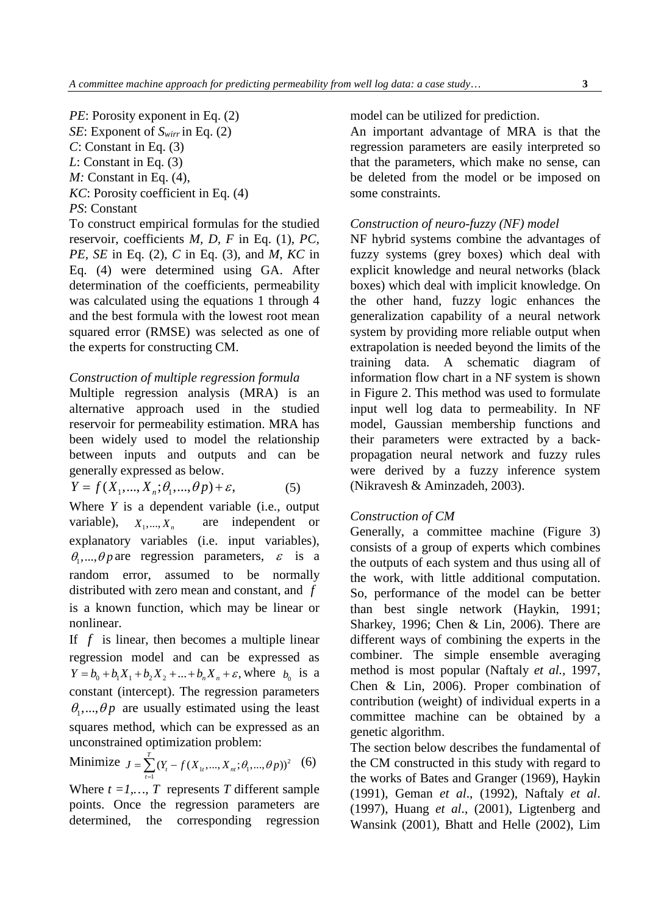*PE*: Porosity exponent in Eq. (2)
*SE*: Exponent of $S_{wirr}$ in Eq. (2)
*C*: Constant in Eq. (3)
*L*: Constant in Eq. (3)
*M:* Constant in Eq. (4),
*KC*: Porosity coefficient in Eq. (4)
*PS*: Constant

To construct empirical formulas for the studied reservoir, coefficients *M, D, F* in Eq. (1), *PC, PE, SE* in Eq. (2), *C* in Eq. (3), and *M, KC* in Eq. (4) were determined using GA. After determination of the coefficients, permeability was calculated using the equations 1 through 4 and the best formula with the lowest root mean squared error (RMSE) was selected as one of the experts for constructing CM.

*Construction of multiple regression formula*

Multiple regression analysis (MRA) is an alternative approach used in the studied reservoir for permeability estimation. MRA has been widely used to model the relationship between inputs and outputs and can be generally expressed as below.

$$Y = f(X_1,...,X_n;\theta_1,...,\theta p) + \varepsilon, \quad (5)$$

Where *Y* is a dependent variable (i.e., output variable), $X_1,...,X_n$ are independent or explanatory variables (i.e. input variables), $\theta_1,...,\theta p$ are regression parameters, $\varepsilon$ is a random error, assumed to be normally distributed with zero mean and constant, and $f$ is a known function, which may be linear or nonlinear.

If $f$ is linear, then becomes a multiple linear regression model and can be expressed as $Y = b_0 + b_1X_1 + b_2X_2 + ... + b_nX_n + \varepsilon,$ where $b_0$ is a constant (intercept). The regression parameters $\theta_1,...,\theta p$ are usually estimated using the least squares method, which can be expressed as an unconstrained optimization problem:

$$\text{Minimize } J = \sum_{t=1}^{T}(Y_t - f(X_{1t},...,X_{nt};\theta_1,...,\theta p))^2 \quad (6)$$

Where $t = 1,..., T$ represents *T* different sample points. Once the regression parameters are determined, the corresponding regression model can be utilized for prediction.

An important advantage of MRA is that the regression parameters are easily interpreted so that the parameters, which make no sense, can be deleted from the model or be imposed on some constraints.

*Construction of neuro-fuzzy (NF) model*

NF hybrid systems combine the advantages of fuzzy systems (grey boxes) which deal with explicit knowledge and neural networks (black boxes) which deal with implicit knowledge. On the other hand, fuzzy logic enhances the generalization capability of a neural network system by providing more reliable output when extrapolation is needed beyond the limits of the training data. A schematic diagram of information flow chart in a NF system is shown in Figure 2. This method was used to formulate input well log data to permeability. In NF model, Gaussian membership functions and their parameters were extracted by a back-propagation neural network and fuzzy rules were derived by a fuzzy inference system (Nikravesh & Aminzadeh, 2003).

*Construction of CM*

Generally, a committee machine (Figure 3) consists of a group of experts which combines the outputs of each system and thus using all of the work, with little additional computation. So, performance of the model can be better than best single network (Haykin, 1991; Sharkey, 1996; Chen & Lin, 2006). There are different ways of combining the experts in the combiner. The simple ensemble averaging method is most popular (Naftaly *et al.*, 1997, Chen & Lin, 2006). Proper combination of contribution (weight) of individual experts in a committee machine can be obtained by a genetic algorithm.

The section below describes the fundamental of the CM constructed in this study with regard to the works of Bates and Granger (1969), Haykin (1991), Geman *et al*., (1992), Naftaly *et al*. (1997), Huang *et al*., (2001), Ligtenberg and Wansink (2001), Bhatt and Helle (2002), Lim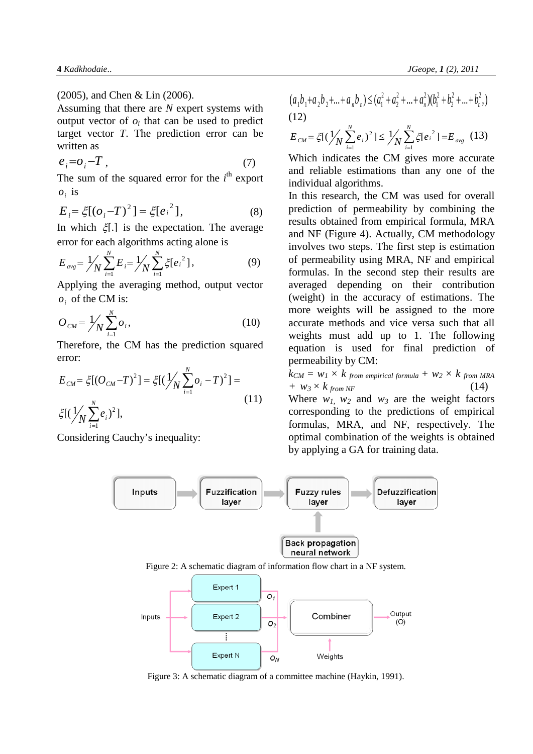(2005), and Chen & Lin (2006).

Assuming that there are $N$ expert systems with output vector of $o_i$ that can be used to predict target vector $T$. The prediction error can be written as

$$e_i = o_i - T \,, \tag{7}$$

The sum of the squared error for the $i^{th}$ export $o_i$ is

$$E_i = \xi[(o_i - T)^2] = \xi[e_i^2], \tag{8}$$

In which $\xi[.]$ is the expectation. The average error for each algorithms acting alone is

$$E_{avg} = \frac{1}{N}\sum_{i=1}^{N} E_i = \frac{1}{N}\sum_{i=1}^{N} \xi[e_i^2], \tag{9}$$

Applying the averaging method, output vector $o_i$ of the CM is:

$$O_{CM} = \frac{1}{N}\sum_{i=1}^{N} o_i, \tag{10}$$

Therefore, the CM has the prediction squared error:

$$E_{CM} = \xi[(O_{CM} - T)^2] = \xi[(\frac{1}{N}\sum_{i=1}^{N} o_i - T)^2] = \xi[(\frac{1}{N}\sum_{i=1}^{N} e_i)^2], \tag{11}$$

Considering Cauchy's inequality:

$$(a_1 b_1 + a_2 b_2 + \ldots + a_n b_n) \leq (a_1^2 + a_2^2 + \ldots + a_n^2)(b_1^2 + b_2^2 + \ldots + b_n^2) \tag{12}$$

$$E_{CM} = \xi[(\frac{1}{N}\sum_{i=1}^{N} e_i)^2] \leq \frac{1}{N}\sum_{i=1}^{N} \xi[e_i^2] = E_{avg} \tag{13}$$

Which indicates the CM gives more accurate and reliable estimations than any one of the individual algorithms.

In this research, the CM was used for overall prediction of permeability by combining the results obtained from empirical formula, MRA and NF (Figure 4). Actually, CM methodology involves two steps. The first step is estimation of permeability using MRA, NF and empirical formulas. In the second step their results are averaged depending on their contribution (weight) in the accuracy of estimations. The more weights will be assigned to the more accurate methods and vice versa such that all weights must add up to 1. The following equation is used for final prediction of permeability by CM:

$$k_{CM} = w_1 \times k_{\text{from empirical formula}} + w_2 \times k_{\text{from MRA}} + w_3 \times k_{\text{from NF}} \tag{14}$$

Where $w_1$, $w_2$ and $w_3$ are the weight factors corresponding to the predictions of empirical formulas, MRA, and NF, respectively. The optimal combination of the weights is obtained by applying a GA for training data.

Inputs → Fuzzification layer → Fuzzy rules layer → Defuzzification layer; Back propagation neural network → Fuzzy rules layer

Figure 2: A schematic diagram of information flow chart in a NF system.

Inputs → Expert 1, Expert 2, ⋮, Expert N → $O_1$, $O_2$, $O_N$ → Combiner (Weights) → Output (O)

Figure 3: A schematic diagram of a committee machine (Haykin, 1991).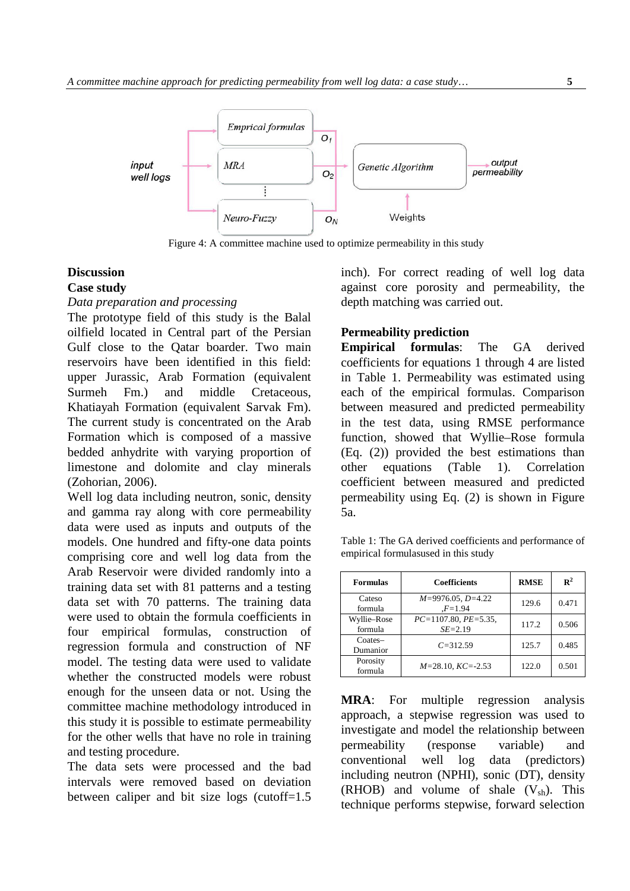Figure 4: A committee machine used to optimize permeability in this study

## Discussion

### Case study

*Data preparation and processing*

The prototype field of this study is the Balal oilfield located in Central part of the Persian Gulf close to the Qatar boarder. Two main reservoirs have been identified in this field: upper Jurassic, Arab Formation (equivalent Surmeh Fm.) and middle Cretaceous, Khatiayah Formation (equivalent Sarvak Fm). The current study is concentrated on the Arab Formation which is composed of a massive bedded anhydrite with varying proportion of limestone and dolomite and clay minerals (Zohorian, 2006).

Well log data including neutron, sonic, density and gamma ray along with core permeability data were used as inputs and outputs of the models. One hundred and fifty-one data points comprising core and well log data from the Arab Reservoir were divided randomly into a training data set with 81 patterns and a testing data set with 70 patterns. The training data were used to obtain the formula coefficients in four empirical formulas, construction of regression formula and construction of NF model. The testing data were used to validate whether the constructed models were robust enough for the unseen data or not. Using the committee machine methodology introduced in this study it is possible to estimate permeability for the other wells that have no role in training and testing procedure.

The data sets were processed and the bad intervals were removed based on deviation between caliper and bit size logs (cutoff=1.5 inch). For correct reading of well log data against core porosity and permeability, the depth matching was carried out.

### Permeability prediction

**Empirical formulas**: The GA derived coefficients for equations 1 through 4 are listed in Table 1. Permeability was estimated using each of the empirical formulas. Comparison between measured and predicted permeability in the test data, using RMSE performance function, showed that Wyllie–Rose formula (Eq. (2)) provided the best estimations than other equations (Table 1). Correlation coefficient between measured and predicted permeability using Eq. (2) is shown in Figure 5a.

Table 1: The GA derived coefficients and performance of empirical formulasused in this study

| Formulas | Coefficients | RMSE | $R^2$ |
|---|---|---|---|
| Cateso formula | $M$=9976.05, $D$=4.22 ,$F$=1.94 | 129.6 | 0.471 |
| Wyllie–Rose formula | $PC$=1107.80, $PE$=5.35, $SE$=2.19 | 117.2 | 0.506 |
| Coates–Dumanior | $C$=312.59 | 125.7 | 0.485 |
| Porosity formula | $M$=28.10, $KC$=-2.53 | 122.0 | 0.501 |

**MRA**: For multiple regression analysis approach, a stepwise regression was used to investigate and model the relationship between permeability (response variable) and conventional well log data (predictors) including neutron (NPHI), sonic (DT), density (RHOB) and volume of shale ($V_{sh}$). This technique performs stepwise, forward selection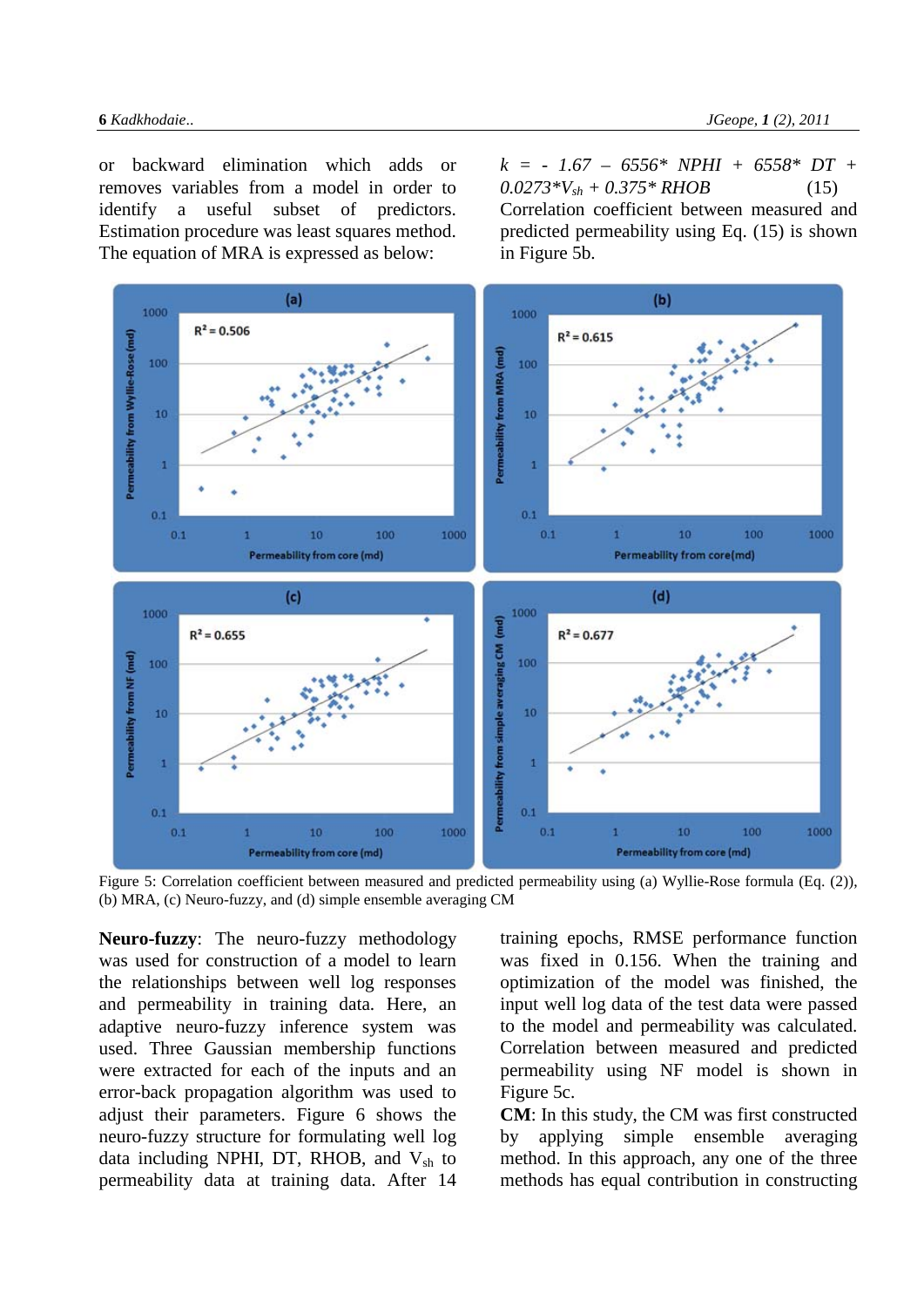or backward elimination which adds or removes variables from a model in order to identify a useful subset of predictors. Estimation procedure was least squares method. The equation of MRA is expressed as below:

$$k = -1.67 - 6556*NPHI + 6558*DT + 0.0273*V_{sh} + 0.375*RHOB \quad (15)$$

Correlation coefficient between measured and predicted permeability using Eq. (15) is shown in Figure 5b.

Figure 5: Correlation coefficient between measured and predicted permeability using (a) Wyllie-Rose formula (Eq. (2)), (b) MRA, (c) Neuro-fuzzy, and (d) simple ensemble averaging CM

**Neuro-fuzzy**: The neuro-fuzzy methodology was used for construction of a model to learn the relationships between well log responses and permeability in training data. Here, an adaptive neuro-fuzzy inference system was used. Three Gaussian membership functions were extracted for each of the inputs and an error-back propagation algorithm was used to adjust their parameters. Figure 6 shows the neuro-fuzzy structure for formulating well log data including NPHI, DT, RHOB, and $V_{sh}$ to permeability data at training data. After 14 training epochs, RMSE performance function was fixed in 0.156. When the training and optimization of the model was finished, the input well log data of the test data were passed to the model and permeability was calculated. Correlation between measured and predicted permeability using NF model is shown in Figure 5c.

**CM**: In this study, the CM was first constructed by applying simple ensemble averaging method. In this approach, any one of the three methods has equal contribution in constructing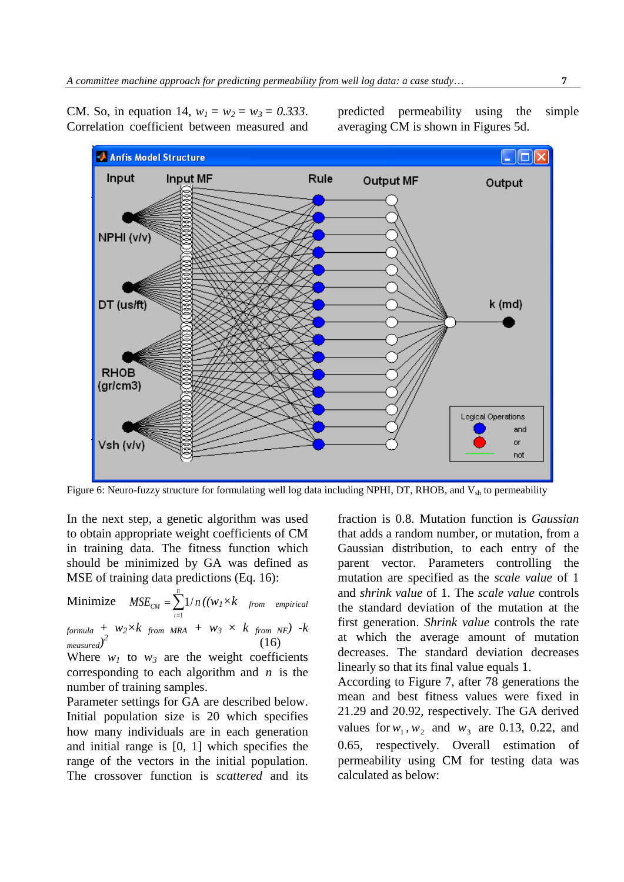CM. So, in equation 14, $w_1 = w_2 = w_3 = 0.333$. Correlation coefficient between measured and predicted permeability using the simple averaging CM is shown in Figures 5d.

Figure 6: Neuro-fuzzy structure for formulating well log data including NPHI, DT, RHOB, and $V_{sh}$ to permeability

In the next step, a genetic algorithm was used to obtain appropriate weight coefficients of CM in training data. The fitness function which should be minimized by GA was defined as MSE of training data predictions (Eq. 16):

$$\text{Minimize} \quad MSE_{CM} = \sum_{i=1}^{n} 1/n\,((w_1 \times k_{\text{from empirical formula}} + w_2 \times k_{\text{from MRA}} + w_3 \times k_{\text{from NF}}) - k_{\text{measured}})^2 \quad (16)$$

Where $w_1$ to $w_3$ are the weight coefficients corresponding to each algorithm and $n$ is the number of training samples.

Parameter settings for GA are described below. Initial population size is 20 which specifies how many individuals are in each generation and initial range is [0, 1] which specifies the range of the vectors in the initial population. The crossover function is *scattered* and its fraction is 0.8. Mutation function is *Gaussian* that adds a random number, or mutation, from a Gaussian distribution, to each entry of the parent vector. Parameters controlling the mutation are specified as the *scale value* of 1 and *shrink value* of 1. The *scale value* controls the standard deviation of the mutation at the first generation. *Shrink value* controls the rate at which the average amount of mutation decreases. The standard deviation decreases linearly so that its final value equals 1.

According to Figure 7, after 78 generations the mean and best fitness values were fixed in 21.29 and 20.92, respectively. The GA derived values for $w_1, w_2$ and $w_3$ are 0.13, 0.22, and 0.65, respectively. Overall estimation of permeability using CM for testing data was calculated as below: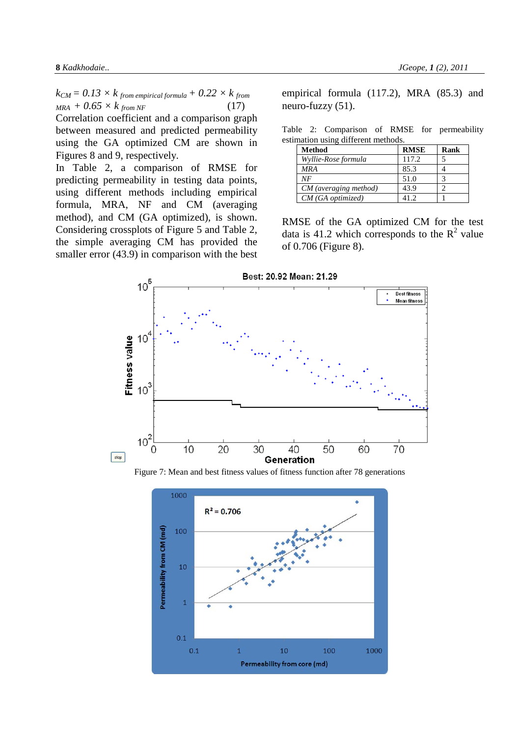$$k_{CM} = 0.13 \times k_{\text{from empirical formula}} + 0.22 \times k_{\text{from MRA}} + 0.65 \times k_{\text{from NF}} \quad (17)$$

Correlation coefficient and a comparison graph between measured and predicted permeability using the GA optimized CM are shown in Figures 8 and 9, respectively.

In Table 2, a comparison of RMSE for predicting permeability in testing data points, using different methods including empirical formula, MRA, NF and CM (averaging method), and CM (GA optimized), is shown. Considering crossplots of Figure 5 and Table 2, the simple averaging CM has provided the smaller error (43.9) in comparison with the best empirical formula (117.2), MRA (85.3) and neuro-fuzzy (51).

Table 2: Comparison of RMSE for permeability estimation using different methods.

| Method | RMSE | Rank |
|---|---|---|
| *Wyllie-Rose formula* | 117.2 | 5 |
| *MRA* | 85.3 | 4 |
| *NF* | 51.0 | 3 |
| *CM (averaging method)* | 43.9 | 2 |
| *CM (GA optimized)* | 41.2 | 1 |

RMSE of the GA optimized CM for the test data is 41.2 which corresponds to the $R^2$ value of 0.706 (Figure 8).

Figure 7: Mean and best fitness values of fitness function after 78 generations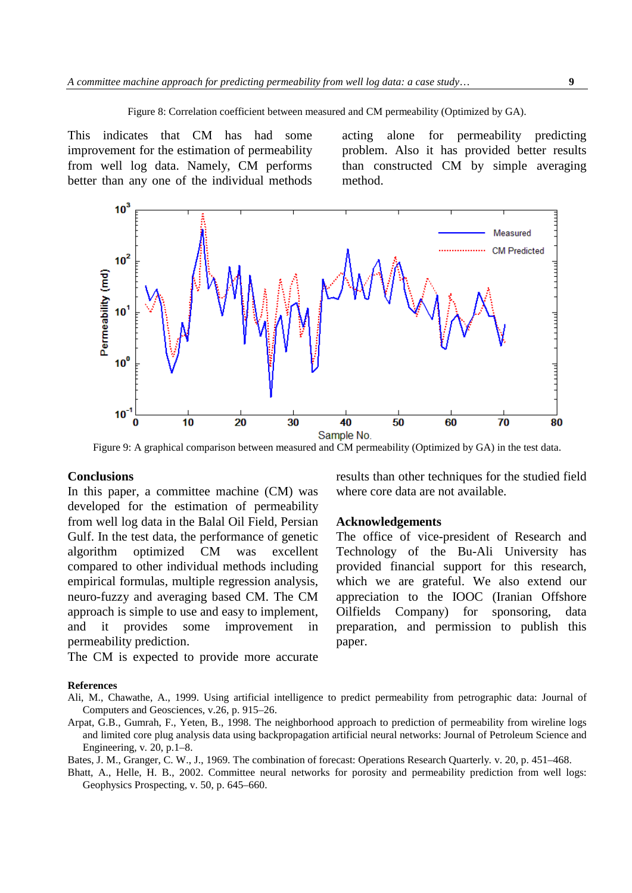Figure 8: Correlation coefficient between measured and CM permeability (Optimized by GA).

This indicates that CM has had some improvement for the estimation of permeability from well log data. Namely, CM performs better than any one of the individual methods acting alone for permeability predicting problem. Also it has provided better results than constructed CM by simple averaging method.

Figure 9: A graphical comparison between measured and CM permeability (Optimized by GA) in the test data.

## Conclusions

In this paper, a committee machine (CM) was developed for the estimation of permeability from well log data in the Balal Oil Field, Persian Gulf. In the test data, the performance of genetic algorithm optimized CM was excellent compared to other individual methods including empirical formulas, multiple regression analysis, neuro-fuzzy and averaging based CM. The CM approach is simple to use and easy to implement, and it provides some improvement in permeability prediction.

The CM is expected to provide more accurate results than other techniques for the studied field where core data are not available.

## Acknowledgements

The office of vice-president of Research and Technology of the Bu-Ali University has provided financial support for this research, which we are grateful. We also extend our appreciation to the IOOC (Iranian Offshore Oilfields Company) for sponsoring, data preparation, and permission to publish this paper.

## References

Ali, M., Chawathe, A., 1999. Using artificial intelligence to predict permeability from petrographic data: Journal of Computers and Geosciences, v.26, p. 915–26.

Arpat, G.B., Gumrah, F., Yeten, B., 1998. The neighborhood approach to prediction of permeability from wireline logs and limited core plug analysis data using backpropagation artificial neural networks: Journal of Petroleum Science and Engineering, v. 20, p.1–8.

Bates, J. M., Granger, C. W., J., 1969. The combination of forecast: Operations Research Quarterly. v. 20, p. 451–468.

Bhatt, A., Helle, H. B., 2002. Committee neural networks for porosity and permeability prediction from well logs: Geophysics Prospecting, v. 50, p. 645–660.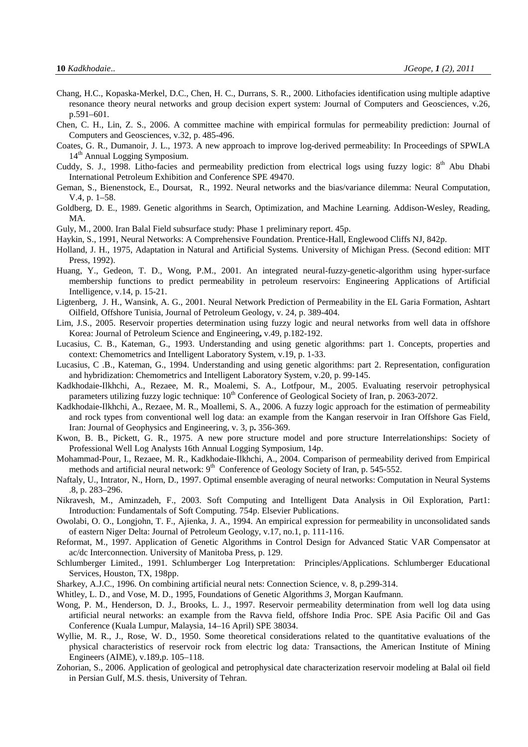Chang, H.C., Kopaska-Merkel, D.C., Chen, H. C., Durrans, S. R., 2000. Lithofacies identification using multiple adaptive resonance theory neural networks and group decision expert system: Journal of Computers and Geosciences, v.26, p.591–601.

Chen, C. H., Lin, Z. S., 2006. A committee machine with empirical formulas for permeability prediction: Journal of Computers and Geosciences, v.32, p. 485-496.

Coates, G. R., Dumanoir, J. L., 1973. A new approach to improve log-derived permeability: In Proceedings of SPWLA 14th Annual Logging Symposium.

Cuddy, S. J., 1998. Litho-facies and permeability prediction from electrical logs using fuzzy logic: 8th Abu Dhabi International Petroleum Exhibition and Conference SPE 49470.

Geman, S., Bienenstock, E., Doursat, R., 1992. Neural networks and the bias/variance dilemma: Neural Computation, V.4, p. 1–58.

Goldberg, D. E., 1989. Genetic algorithms in Search, Optimization, and Machine Learning. Addison-Wesley, Reading, MA.

Guly, M., 2000. Iran Balal Field subsurface study: Phase 1 preliminary report. 45p.

Haykin, S., 1991, Neural Networks: A Comprehensive Foundation. Prentice-Hall, Englewood Cliffs NJ, 842p.

Holland, J. H., 1975, Adaptation in Natural and Artificial Systems. University of Michigan Press. (Second edition: MIT Press, 1992).

Huang, Y., Gedeon, T. D., Wong, P.M., 2001. An integrated neural-fuzzy-genetic-algorithm using hyper-surface membership functions to predict permeability in petroleum reservoirs: Engineering Applications of Artificial Intelligence, v.14, p. 15-21.

Ligtenberg, J. H., Wansink, A. G., 2001. Neural Network Prediction of Permeability in the EL Garia Formation, Ashtart Oilfield, Offshore Tunisia, Journal of Petroleum Geology, v. 24, p. 389-404.

Lim, J.S., 2005. Reservoir properties determination using fuzzy logic and neural networks from well data in offshore Korea: Journal of Petroleum Science and Engineering**,** v.49, p.182-192.

Lucasius, C. B., Kateman, G., 1993. Understanding and using genetic algorithms: part 1. Concepts, properties and context: Chemometrics and Intelligent Laboratory System, v.19, p. 1-33.

Lucasius, C .B., Kateman, G., 1994. Understanding and using genetic algorithms: part 2. Representation, configuration and hybridization: Chemometrics and Intelligent Laboratory System, v.20, p. 99-145.

Kadkhodaie-Ilkhchi, A., Rezaee, M. R., Moalemi, S. A., Lotfpour, M., 2005. Evaluating reservoir petrophysical parameters utilizing fuzzy logic technique: 10th Conference of Geological Society of Iran, p. 2063-2072.

Kadkhodaie-Ilkhchi, A., Rezaee, M. R., Moallemi, S. A., 2006. A fuzzy logic approach for the estimation of permeability and rock types from conventional well log data: an example from the Kangan reservoir in Iran Offshore Gas Field, Iran: Journal of Geophysics and Engineering, v. 3, p**.** 356-369.

Kwon, B. B., Pickett, G. R., 1975. A new pore structure model and pore structure Interrelationships: Society of Professional Well Log Analysts 16th Annual Logging Symposium, 14p.

Mohammad-Pour, I., Rezaee, M. R., Kadkhodaie-Ilkhchi, A., 2004. Comparison of permeability derived from Empirical methods and artificial neural network: 9th Conference of Geology Society of Iran, p. 545-552.

Naftaly, U., Intrator, N., Horn, D., 1997. Optimal ensemble averaging of neural networks: Computation in Neural Systems .8, p. 283–296.

Nikravesh, M., Aminzadeh, F., 2003. Soft Computing and Intelligent Data Analysis in Oil Exploration, Part1: Introduction: Fundamentals of Soft Computing. 754p. Elsevier Publications.

Owolabi, O. O., Longjohn, T. F., Ajienka, J. A., 1994. An empirical expression for permeability in unconsolidated sands of eastern Niger Delta: Journal of Petroleum Geology, v.17, no.1, p. 111-116.

Reformat, M., 1997. Application of Genetic Algorithms in Control Design for Advanced Static VAR Compensator at ac/dc Interconnection. University of Manitoba Press, p. 129.

Schlumberger Limited., 1991. Schlumberger Log Interpretation: Principles/Applications. Schlumberger Educational Services, Houston, TX, 198pp.

Sharkey, A.J.C., 1996. On combining artificial neural nets: Connection Science, v. 8, p.299-314.

Whitley, L. D., and Vose, M. D., 1995, Foundations of Genetic Algorithms *3*, Morgan Kaufmann.

Wong, P. M., Henderson, D. J., Brooks, L. J., 1997. Reservoir permeability determination from well log data using artificial neural networks: an example from the Ravva field, offshore India Proc. SPE Asia Pacific Oil and Gas Conference (Kuala Lumpur, Malaysia, 14–16 April) SPE 38034.

Wyllie, M. R., J., Rose, W. D., 1950. Some theoretical considerations related to the quantitative evaluations of the physical characteristics of reservoir rock from electric log data*:* Transactions, the American Institute of Mining Engineers (AIME), v.189,p. 105–118.

Zohorian, S., 2006. Application of geological and petrophysical date characterization reservoir modeling at Balal oil field in Persian Gulf, M.S. thesis, University of Tehran.